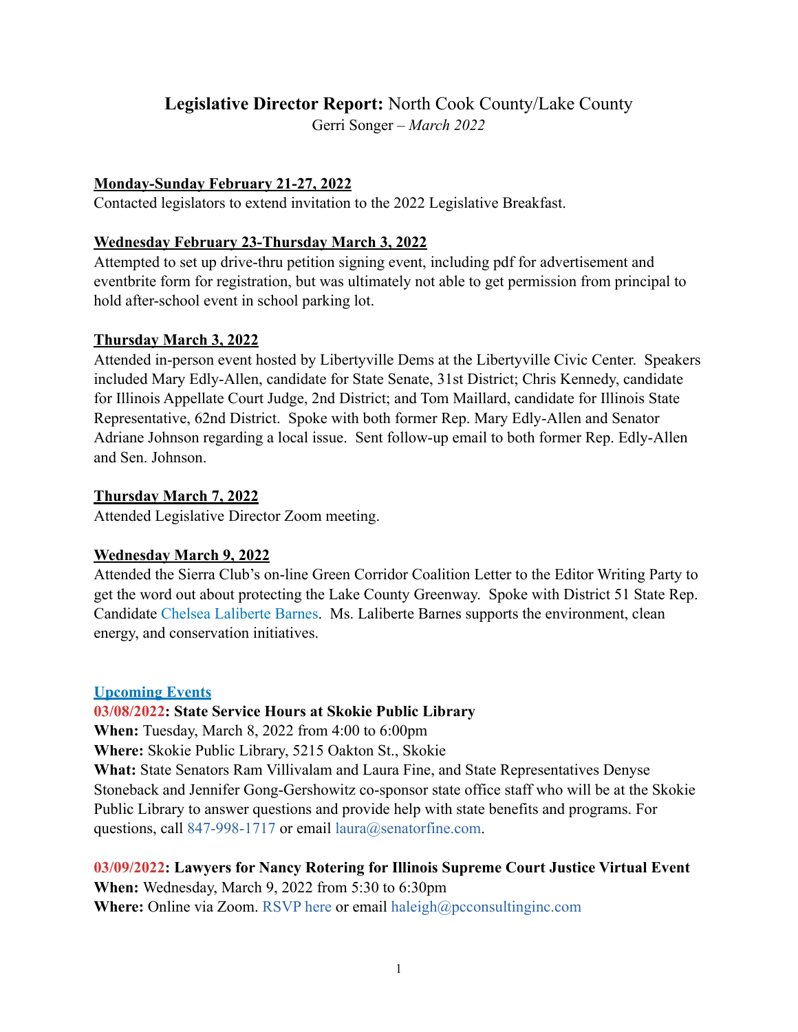# **Legislative Director Report:** North Cook County/Lake County

Gerri Songer – *March 2022*

**Monday-Sunday February 21-27, 2022**

Contacted legislators to extend invitation to the 2022 Legislative Breakfast.

**Wednesday February 23-Thursday March 3, 2022**

Attempted to set up drive-thru petition signing event, including pdf for advertisement and eventbrite form for registration, but was ultimately not able to get permission from principal to hold after-school event in school parking lot.

**Thursday March 3, 2022**

Attended in-person event hosted by Libertyville Dems at the Libertyville Civic Center. Speakers included Mary Edly-Allen, candidate for State Senate, 31st District; Chris Kennedy, candidate for Illinois Appellate Court Judge, 2nd District; and Tom Maillard, candidate for Illinois State Representative, 62nd District. Spoke with both former Rep. Mary Edly-Allen and Senator Adriane Johnson regarding a local issue. Sent follow-up email to both former Rep. Edly-Allen and Sen. Johnson.

**Thursday March 7, 2022**

Attended Legislative Director Zoom meeting.

**Wednesday March 9, 2022**

Attended the Sierra Club's on-line Green Corridor Coalition Letter to the Editor Writing Party to get the word out about protecting the Lake County Greenway. Spoke with District 51 State Rep. Candidate Chelsea Laliberte Barnes. Ms. Laliberte Barnes supports the environment, clean energy, and conservation initiatives.

**Upcoming Events**

**03/08/2022: State Service Hours at Skokie Public Library**

**When:** Tuesday, March 8, 2022 from 4:00 to 6:00pm

**Where:** Skokie Public Library, 5215 Oakton St., Skokie

**What:** State Senators Ram Villivalam and Laura Fine, and State Representatives Denyse Stoneback and Jennifer Gong-Gershowitz co-sponsor state office staff who will be at the Skokie Public Library to answer questions and provide help with state benefits and programs. For questions, call 847-998-1717 or email laura@senatorfine.com.

**03/09/2022: Lawyers for Nancy Rotering for Illinois Supreme Court Justice Virtual Event**

**When:** Wednesday, March 9, 2022 from 5:30 to 6:30pm

**Where:** Online via Zoom. RSVP here or email haleigh@pcconsultinginc.com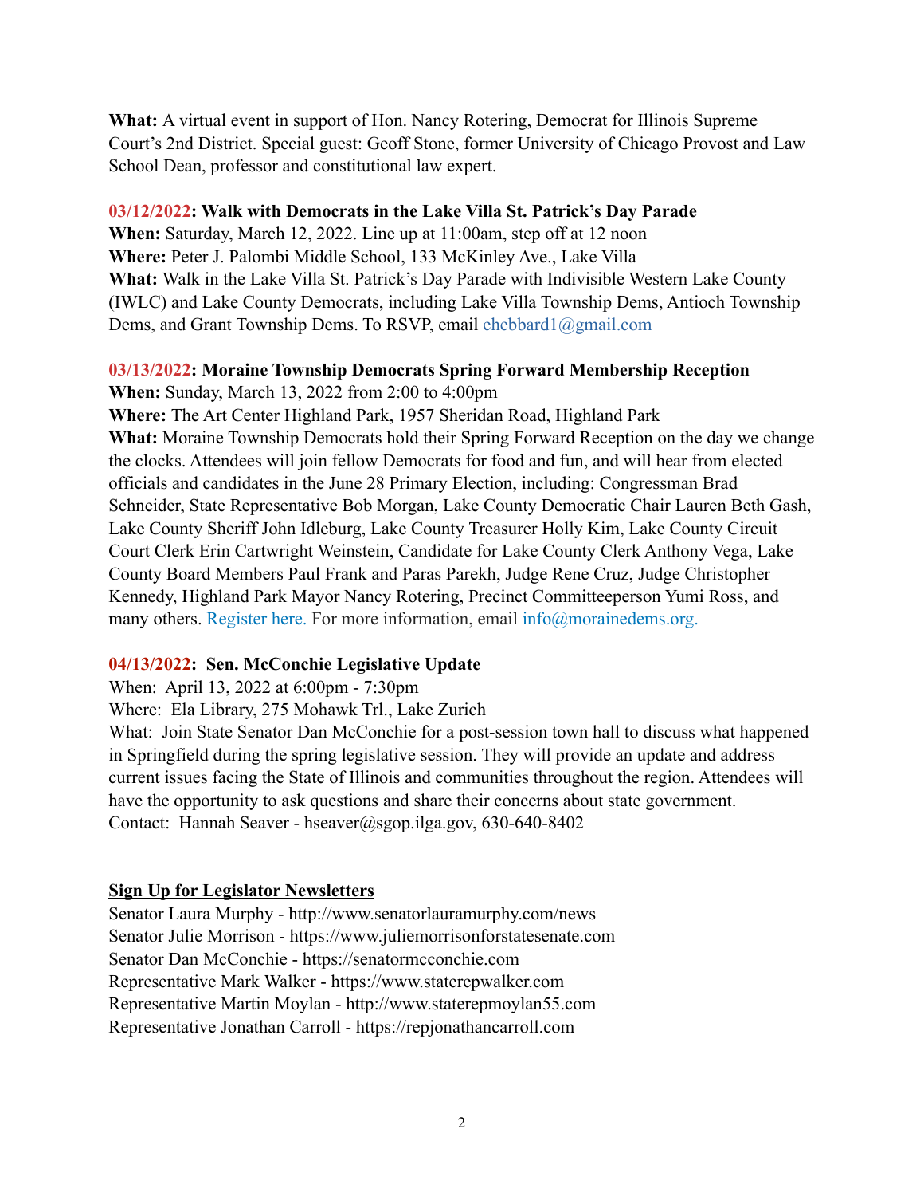**What:** A virtual event in support of Hon. Nancy Rotering, Democrat for Illinois Supreme Court's 2nd District. Special guest: Geoff Stone, former University of Chicago Provost and Law School Dean, professor and constitutional law expert.

**03/12/2022: Walk with Democrats in the Lake Villa St. Patrick's Day Parade**
**When:** Saturday, March 12, 2022. Line up at 11:00am, step off at 12 noon
**Where:** Peter J. Palombi Middle School, 133 McKinley Ave., Lake Villa
**What:** Walk in the Lake Villa St. Patrick's Day Parade with Indivisible Western Lake County (IWLC) and Lake County Democrats, including Lake Villa Township Dems, Antioch Township Dems, and Grant Township Dems. To RSVP, email ehebbard1@gmail.com

**03/13/2022: Moraine Township Democrats Spring Forward Membership Reception**
**When:** Sunday, March 13, 2022 from 2:00 to 4:00pm
**Where:** The Art Center Highland Park, 1957 Sheridan Road, Highland Park
**What:** Moraine Township Democrats hold their Spring Forward Reception on the day we change the clocks. Attendees will join fellow Democrats for food and fun, and will hear from elected officials and candidates in the June 28 Primary Election, including: Congressman Brad Schneider, State Representative Bob Morgan, Lake County Democratic Chair Lauren Beth Gash, Lake County Sheriff John Idleburg, Lake County Treasurer Holly Kim, Lake County Circuit Court Clerk Erin Cartwright Weinstein, Candidate for Lake County Clerk Anthony Vega, Lake County Board Members Paul Frank and Paras Parekh, Judge Rene Cruz, Judge Christopher Kennedy, Highland Park Mayor Nancy Rotering, Precinct Committeeperson Yumi Ross, and many others. Register here. For more information, email info@morainedems.org.

**04/13/2022: Sen. McConchie Legislative Update**
When: April 13, 2022 at 6:00pm - 7:30pm
Where: Ela Library, 275 Mohawk Trl., Lake Zurich
What: Join State Senator Dan McConchie for a post-session town hall to discuss what happened in Springfield during the spring legislative session. They will provide an update and address current issues facing the State of Illinois and communities throughout the region. Attendees will have the opportunity to ask questions and share their concerns about state government.
Contact: Hannah Seaver - hseaver@sgop.ilga.gov, 630-640-8402

**Sign Up for Legislator Newsletters**
Senator Laura Murphy - http://www.senatorlauramurphy.com/news
Senator Julie Morrison - https://www.juliemorrisonforstatesenate.com
Senator Dan McConchie - https://senatormcconchie.com
Representative Mark Walker - https://www.staterepwalker.com
Representative Martin Moylan - http://www.staterepmoylan55.com
Representative Jonathan Carroll - https://repjonathancarroll.com